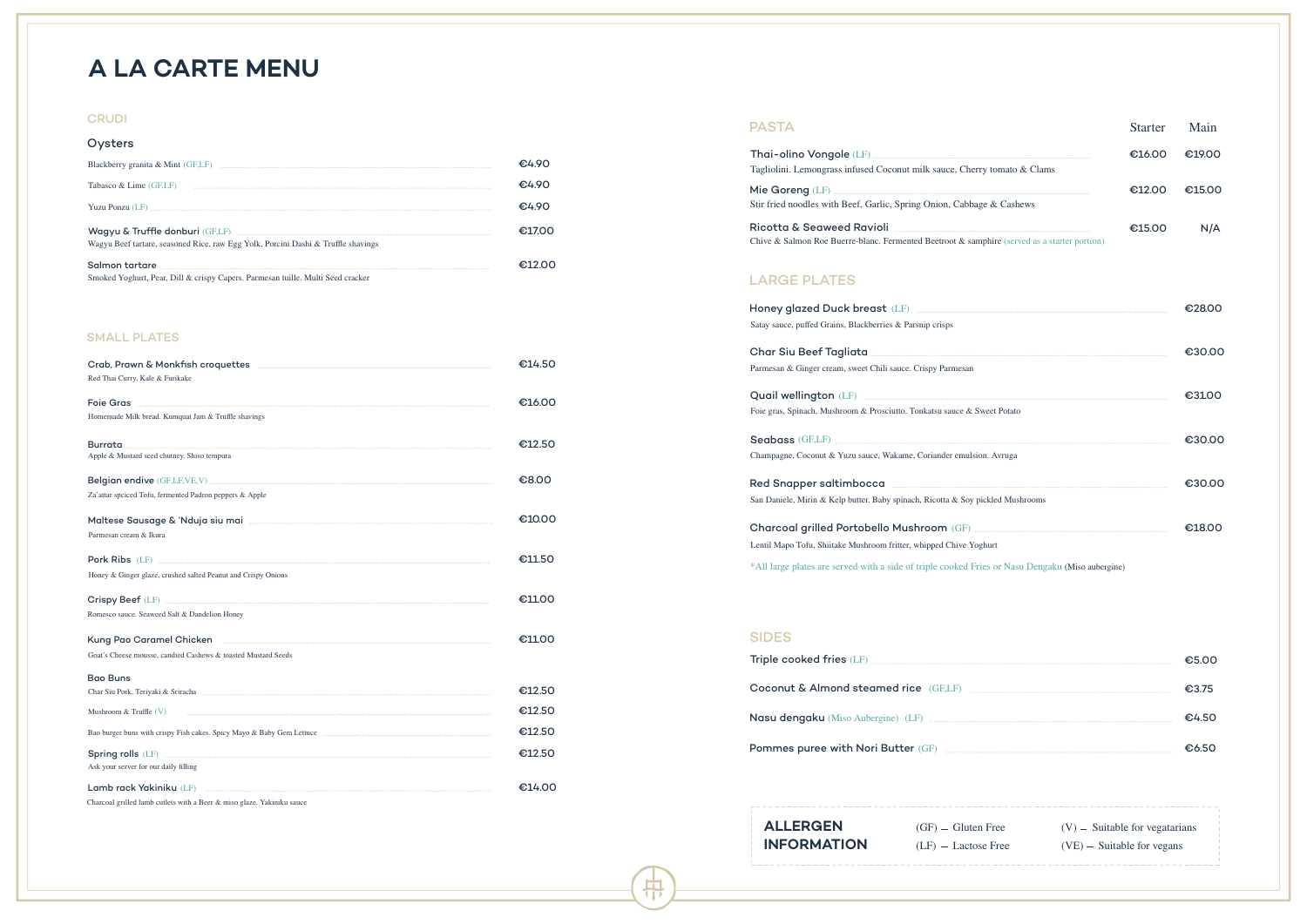# A LA CARTE MENU

## CRUDI

### Oysters

- Blackberry granita & Mint (GF,LF) — €4.90
- Tabasco & Lime (GF,LF) — €4.90
- Yuzu Ponzu (LF) — €4.90

**Wagyu & Truffle donburi** (GF,LF) — €17.00
Wagyu Beef tartare, seasoned Rice, raw Egg Yolk, Porcini Dashi & Truffle shavings

**Salmon tartare** — €12.00
Smoked Yoghurt, Pear, Dill & crispy Capers. Parmesan tuille. Multi Seed cracker

## SMALL PLATES

**Crab, Prawn & Monkfish croquettes** — €14.50
Red Thai Curry, Kale & Furikake

**Foie Gras** — €16.00
Homemade Milk bread. Kumquat Jam & Truffle shavings

**Burrata** — €12.50
Apple & Mustard seed chutney. Shiso tempura

**Belgian endive** (GF,LF,VE,V) — €8.00
Za'attar spciced Tofu, fermented Padron peppers & Apple

**Maltese Sausage & 'Nduja siu mai** — €10.00
Parmesan cream & Ikura

**Pork Ribs** (LF) — €11.50
Honey & Ginger glaze, crushed salted Peanut and Crispy Onions

**Crispy Beef** (LF) — €11.00
Romesco sauce. Seaweed Salt & Dandelion Honey

**Kung Pao Caramel Chicken** — €11.00
Goat's Cheese mousse, candied Cashews & toasted Mustard Seeds

**Bao Buns**
- Char Siu Pork, Teriyaki & Sriracha — €12.50
- Mushroom & Truffle (V) — €12.50
- Bao burger buns with crispy Fish cakes. Spicy Mayo & Baby Gem Lettuce — €12.50

**Spring rolls** (LF) — €12.50
Ask your server for our daily filling

**Lamb rack Yakiniku** (LF) — €14.00
Charcoal grilled lamb cutlets with a Beer & miso glaze. Yakiniku sauce

## PASTA

| | Starter | Main |
|---|---|---|
| **Thai-olino Vongole** (LF)<br>Tagliolini. Lemongrass infused Coconut milk sauce, Cherry tomato & Clams | €16.00 | €19.00 |
| **Mie Goreng** (LF)<br>Stir fried noodles with Beef, Garlic, Spring Onion, Cabbage & Cashews | €12.00 | €15.00 |
| **Ricotta & Seaweed Ravioli**<br>Chive & Salmon Roe Buerre-blanc. Fermented Beetroot & samphire (served as a starter portion) | €15.00 | N/A |

## LARGE PLATES

**Honey glazed Duck breast** (LF) — €28.00
Satay sauce, puffed Grains, Blackberries & Parsnip crisps

**Char Siu Beef Tagliata** — €30.00
Parmesan & Ginger cream, sweet Chili sauce. Crispy Parmesan

**Quail wellington** (LF) — €31.00
Foie gras, Spinach, Mushroom & Prosciutto. Tonkatsu sauce & Sweet Potato

**Seabass** (GF,LF) — €30.00
Champagne, Coconut & Yuzu sauce, Wakame, Coriander emulsion. Avruga

**Red Snapper saltimbocca** — €30.00
San Daniele, Mirin & Kelp butter. Baby spinach, Ricotta & Soy pickled Mushrooms

**Charcoal grilled Portobello Mushroom** (GF) — €18.00
Lentil Mapo Tofu, Shiitake Mushroom fritter, whipped Chive Yoghurt

*All large plates are served with a side of triple cooked Fries or Nasu Dengaku (Miso aubergine)

## SIDES

- **Triple cooked fries** (LF) — €5.00
- **Coconut & Almond steamed rice** (GF,LF) — €3.75
- **Nasu dengaku** (Miso Aubergine) (LF) — €4.50
- **Pommes puree with Nori Butter** (GF) — €6.50

## ALLERGEN INFORMATION

- (GF) – Gluten Free
- (LF) – Lactose Free
- (V) – Suitable for vegatarians
- (VE) – Suitable for vegans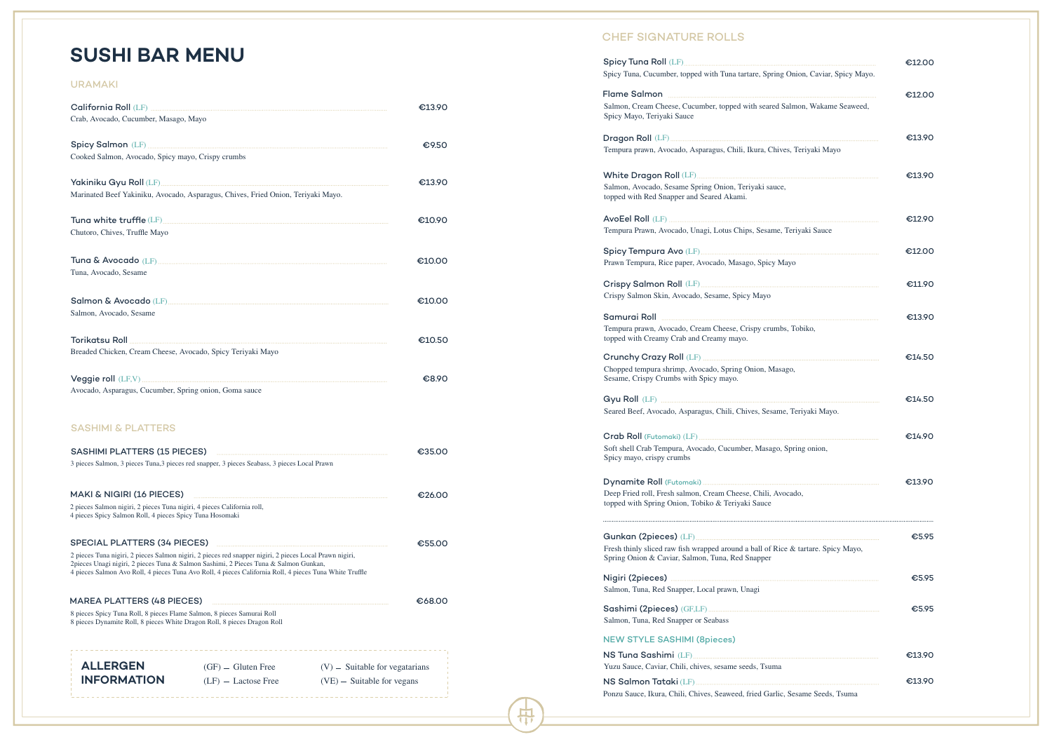# SUSHI BAR MENU

## URAMAKI

**California Roll** (LF) — €13.90
Crab, Avocado, Cucumber, Masago, Mayo

**Spicy Salmon** (LF) — €9.50
Cooked Salmon, Avocado, Spicy mayo, Crispy crumbs

**Yakiniku Gyu Roll** (LF) — €13.90
Marinated Beef Yakiniku, Avocado, Asparagus, Chives, Fried Onion, Teriyaki Mayo.

**Tuna white truffle** (LF) — €10.90
Chutoro, Chives, Truffle Mayo

**Tuna & Avocado** (LF) — €10.00
Tuna, Avocado, Sesame

**Salmon & Avocado** (LF) — €10.00
Salmon, Avocado, Sesame

**Torikatsu Roll** — €10.50
Breaded Chicken, Cream Cheese, Avocado, Spicy Teriyaki Mayo

**Veggie roll** (LF,V) — €8.90
Avocado, Asparagus, Cucumber, Spring onion, Goma sauce

## SASHIMI & PLATTERS

**SASHIMI PLATTERS (15 PIECES)** — €35.00
3 pieces Salmon, 3 pieces Tuna,3 pieces red snapper, 3 pieces Seabass, 3 pieces Local Prawn

**MAKI & NIGIRI (16 PIECES)** — €26.00
2 pieces Salmon nigiri, 2 pieces Tuna nigiri, 4 pieces California roll,
4 pieces Spicy Salmon Roll, 4 pieces Spicy Tuna Hosomaki

**SPECIAL PLATTERS (34 PIECES)** — €55.00
2 pieces Tuna nigiri, 2 pieces Salmon nigiri, 2 pieces red snapper nigiri, 2 pieces Local Prawn nigiri,
2pieces Unagi nigiri, 2 pieces Tuna & Salmon Sashimi, 2 Pieces Tuna & Salmon Gunkan,
4 pieces Salmon Avo Roll, 4 pieces Tuna Avo Roll, 4 pieces California Roll, 4 pieces Tuna White Truffle

**MAREA PLATTERS (48 PIECES)** — €68.00
8 pieces Spicy Tuna Roll, 8 pieces Flame Salmon, 8 pieces Samurai Roll
8 pieces Dynamite Roll, 8 pieces White Dragon Roll, 8 pieces Dragon Roll

**ALLERGEN INFORMATION**

(GF) — Gluten Free
(LF) — Lactose Free
(V) — Suitable for vegatarians
(VE) — Suitable for vegans

## CHEF SIGNATURE ROLLS

**Spicy Tuna Roll** (LF) — €12.00
Spicy Tuna, Cucumber, topped with Tuna tartare, Spring Onion, Caviar, Spicy Mayo.

**Flame Salmon** — €12.00
Salmon, Cream Cheese, Cucumber, topped with seared Salmon, Wakame Seaweed,
Spicy Mayo, Teriyaki Sauce

**Dragon Roll** (LF) — €13.90
Tempura prawn, Avocado, Asparagus, Chili, Ikura, Chives, Teriyaki Mayo

**White Dragon Roll** (LF) — €13.90
Salmon, Avocado, Sesame Spring Onion, Teriyaki sauce,
topped with Red Snapper and Seared Akami.

**AvoEel Roll** (LF) — €12.90
Tempura Prawn, Avocado, Unagi, Lotus Chips, Sesame, Teriyaki Sauce

**Spicy Tempura Avo** (LF) — €12.00
Prawn Tempura, Rice paper, Avocado, Masago, Spicy Mayo

**Crispy Salmon Roll** (LF) — €11.90
Crispy Salmon Skin, Avocado, Sesame, Spicy Mayo

**Samurai Roll** — €13.90
Tempura prawn, Avocado, Cream Cheese, Crispy crumbs, Tobiko,
topped with Creamy Crab and Creamy mayo.

**Crunchy Crazy Roll** (LF) — €14.50
Chopped tempura shrimp, Avocado, Spring Onion, Masago,
Sesame, Crispy Crumbs with Spicy mayo.

**Gyu Roll** (LF) — €14.50
Seared Beef, Avocado, Asparagus, Chili, Chives, Sesame, Teriyaki Mayo.

**Crab Roll** (Futomaki) (LF) — €14.90
Soft shell Crab Tempura, Avocado, Cucumber, Masago, Spring onion,
Spicy mayo, crispy crumbs

**Dynamite Roll** (Futomaki) — €13.90
Deep Fried roll, Fresh salmon, Cream Cheese, Chili, Avocado,
topped with Spring Onion, Tobiko & Teriyaki Sauce

---

**Gunkan (2pieces)** (LF) — €5.95
Fresh thinly sliced raw fish wrapped around a ball of Rice & tartare. Spicy Mayo,
Spring Onion & Caviar, Salmon, Tuna, Red Snapper

**Nigiri (2pieces)** — €5.95
Salmon, Tuna, Red Snapper, Local prawn, Unagi

**Sashimi (2pieces)** (GF,LF) — €5.95
Salmon, Tuna, Red Snapper or Seabass

### NEW STYLE SASHIMI (8pieces)

**NS Tuna Sashimi** (LF) — €13.90
Yuzu Sauce, Caviar, Chili, chives, sesame seeds, Tsuma

**NS Salmon Tataki** (LF) — €13.90
Ponzu Sauce, Ikura, Chili, Chives, Seaweed, fried Garlic, Sesame Seeds, Tsuma